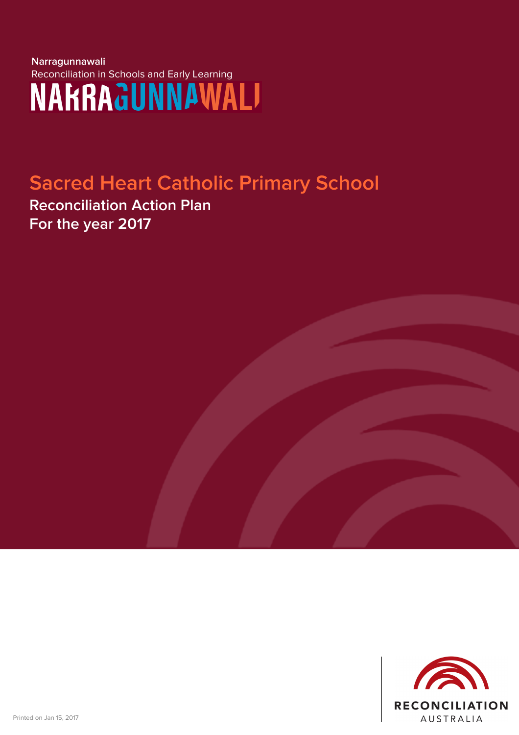**Narragunnawali**
Reconciliation in Schools and Early Learning

NARRAGUNNAWALI

# Sacred Heart Catholic Primary School

## Reconciliation Action Plan
## For the year 2017

Printed on Jan 15, 2017

RECONCILIATION AUSTRALIA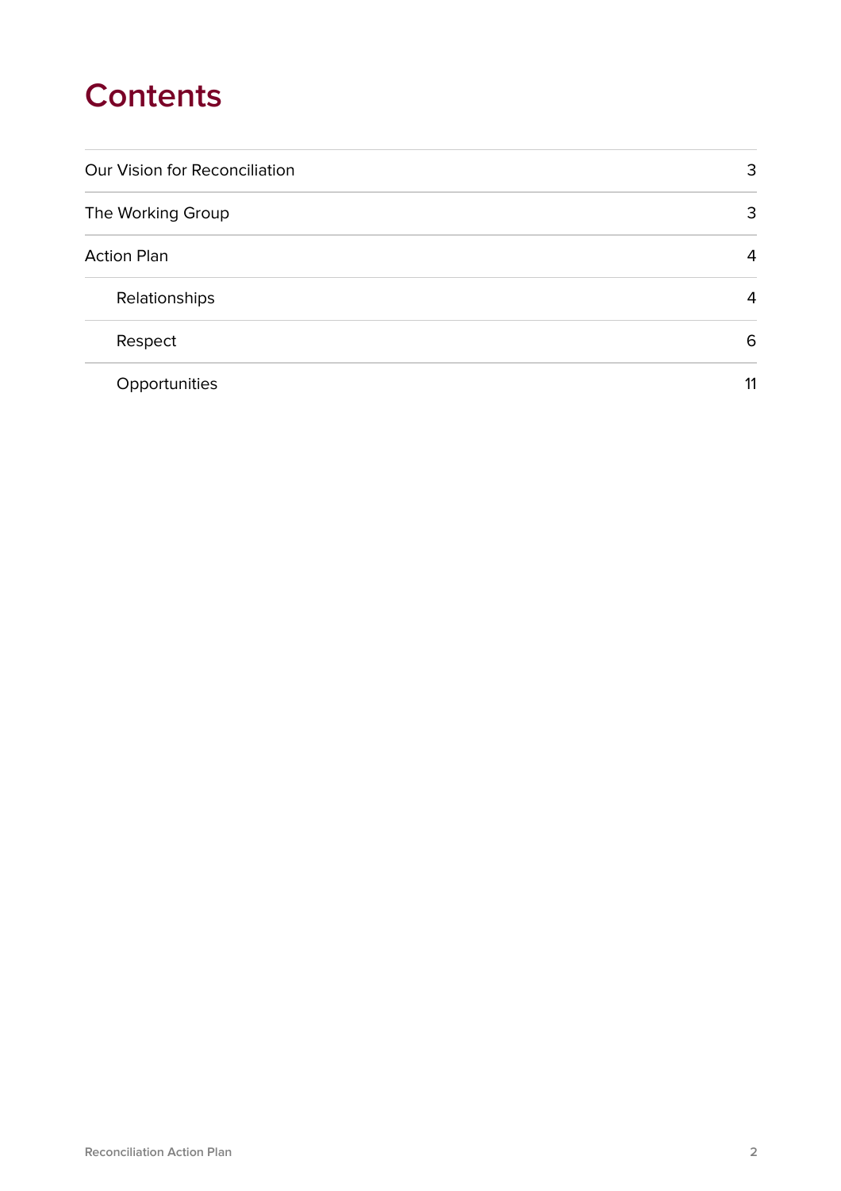# Contents

| | |
|---|---|
| Our Vision for Reconciliation | 3 |
| The Working Group | 3 |
| Action Plan | 4 |
| Relationships | 4 |
| Respect | 6 |
| Opportunities | 11 |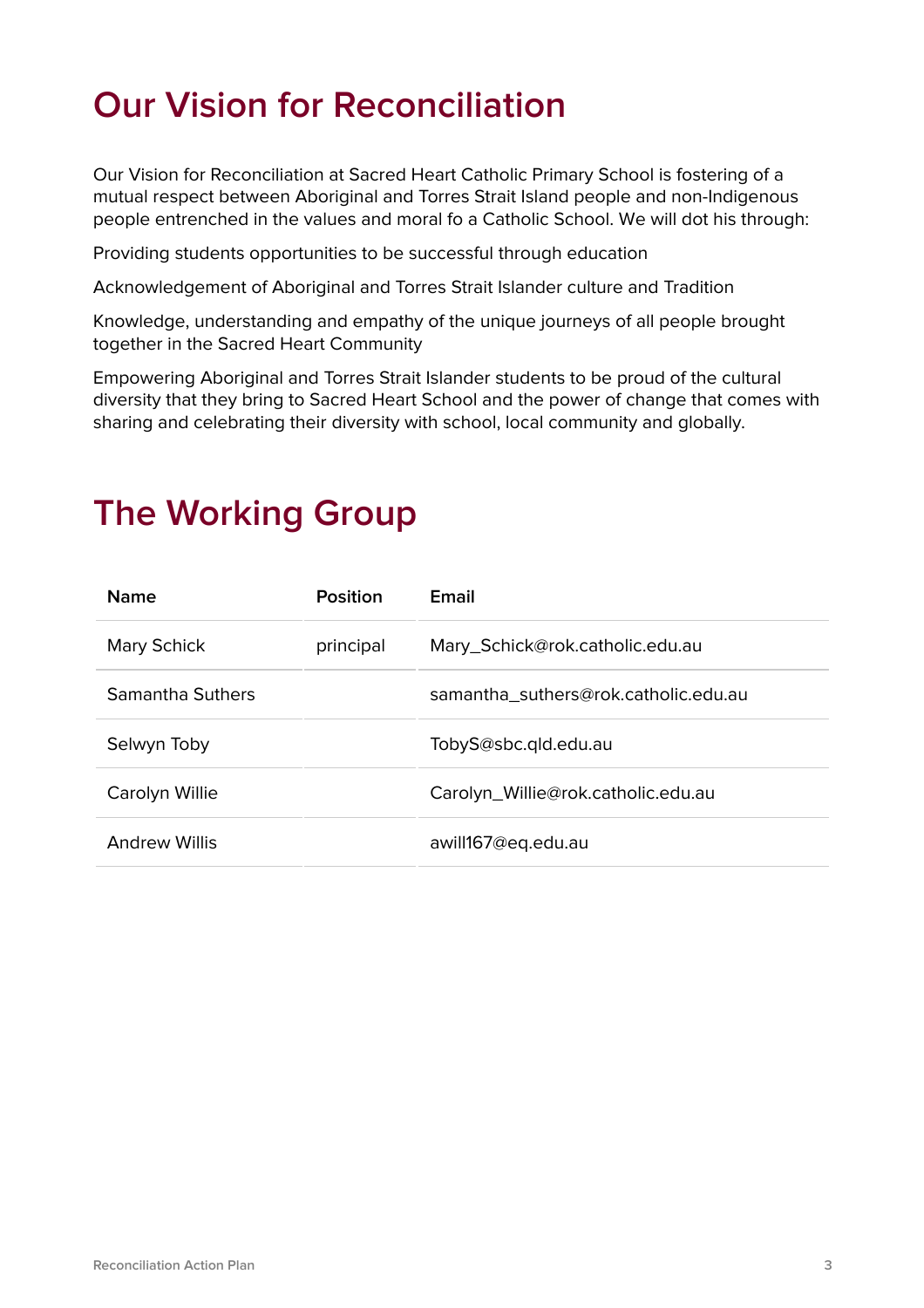# Our Vision for Reconciliation

Our Vision for Reconciliation at Sacred Heart Catholic Primary School is fostering of a mutual respect between Aboriginal and Torres Strait Island people and non-Indigenous people entrenched in the values and moral fo a Catholic School. We will dot his through:

Providing students opportunities to be successful through education

Acknowledgement of Aboriginal and Torres Strait Islander culture and Tradition

Knowledge, understanding and empathy of the unique journeys of all people brought together in the Sacred Heart Community

Empowering Aboriginal and Torres Strait Islander students to be proud of the cultural diversity that they bring to Sacred Heart School and the power of change that comes with sharing and celebrating their diversity with school, local community and globally.

# The Working Group

| Name | Position | Email |
|---|---|---|
| Mary Schick | principal | Mary_Schick@rok.catholic.edu.au |
| Samantha Suthers | | samantha_suthers@rok.catholic.edu.au |
| Selwyn Toby | | TobyS@sbc.qld.edu.au |
| Carolyn Willie | | Carolyn_Willie@rok.catholic.edu.au |
| Andrew Willis | | awill167@eq.edu.au |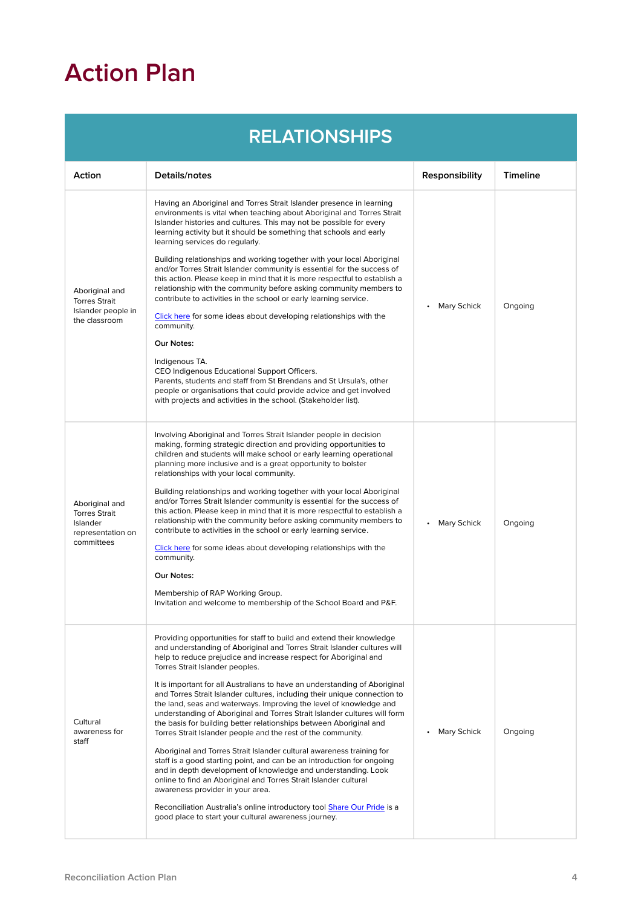# Action Plan

| RELATIONSHIPS | | | |
|---|---|---|---|
| **Action** | **Details/notes** | **Responsibility** | **Timeline** |
| Aboriginal and Torres Strait Islander people in the classroom | Having an Aboriginal and Torres Strait Islander presence in learning environments is vital when teaching about Aboriginal and Torres Strait Islander histories and cultures. This may not be possible for every learning activity but it should be something that schools and early learning services do regularly.<br><br>Building relationships and working together with your local Aboriginal and/or Torres Strait Islander community is essential for the success of this action. Please keep in mind that it is more respectful to establish a relationship with the community before asking community members to contribute to activities in the school or early learning service.<br><br>Click here for some ideas about developing relationships with the community.<br><br>**Our Notes:**<br><br>Indigenous TA.<br>CEO Indigenous Educational Support Officers.<br>Parents, students and staff from St Brendans and St Ursula's, other people or organisations that could provide advice and get involved with projects and activities in the school. (Stakeholder list). | • Mary Schick | Ongoing |
| Aboriginal and Torres Strait Islander representation on committees | Involving Aboriginal and Torres Strait Islander people in decision making, forming strategic direction and providing opportunities to children and students will make school or early learning operational planning more inclusive and is a great opportunity to bolster relationships with your local community.<br><br>Building relationships and working together with your local Aboriginal and/or Torres Strait Islander community is essential for the success of this action. Please keep in mind that it is more respectful to establish a relationship with the community before asking community members to contribute to activities in the school or early learning service.<br><br>Click here for some ideas about developing relationships with the community.<br><br>**Our Notes:**<br><br>Membership of RAP Working Group.<br>Invitation and welcome to membership of the School Board and P&F. | • Mary Schick | Ongoing |
| Cultural awareness for staff | Providing opportunities for staff to build and extend their knowledge and understanding of Aboriginal and Torres Strait Islander cultures will help to reduce prejudice and increase respect for Aboriginal and Torres Strait Islander peoples.<br><br>It is important for all Australians to have an understanding of Aboriginal and Torres Strait Islander cultures, including their unique connection to the land, seas and waterways. Improving the level of knowledge and understanding of Aboriginal and Torres Strait Islander cultures will form the basis for building better relationships between Aboriginal and Torres Strait Islander people and the rest of the community.<br><br>Aboriginal and Torres Strait Islander cultural awareness training for staff is a good starting point, and can be an introduction for ongoing and in depth development of knowledge and understanding. Look online to find an Aboriginal and Torres Strait Islander cultural awareness provider in your area.<br><br>Reconciliation Australia's online introductory tool Share Our Pride is a good place to start your cultural awareness journey. | • Mary Schick | Ongoing |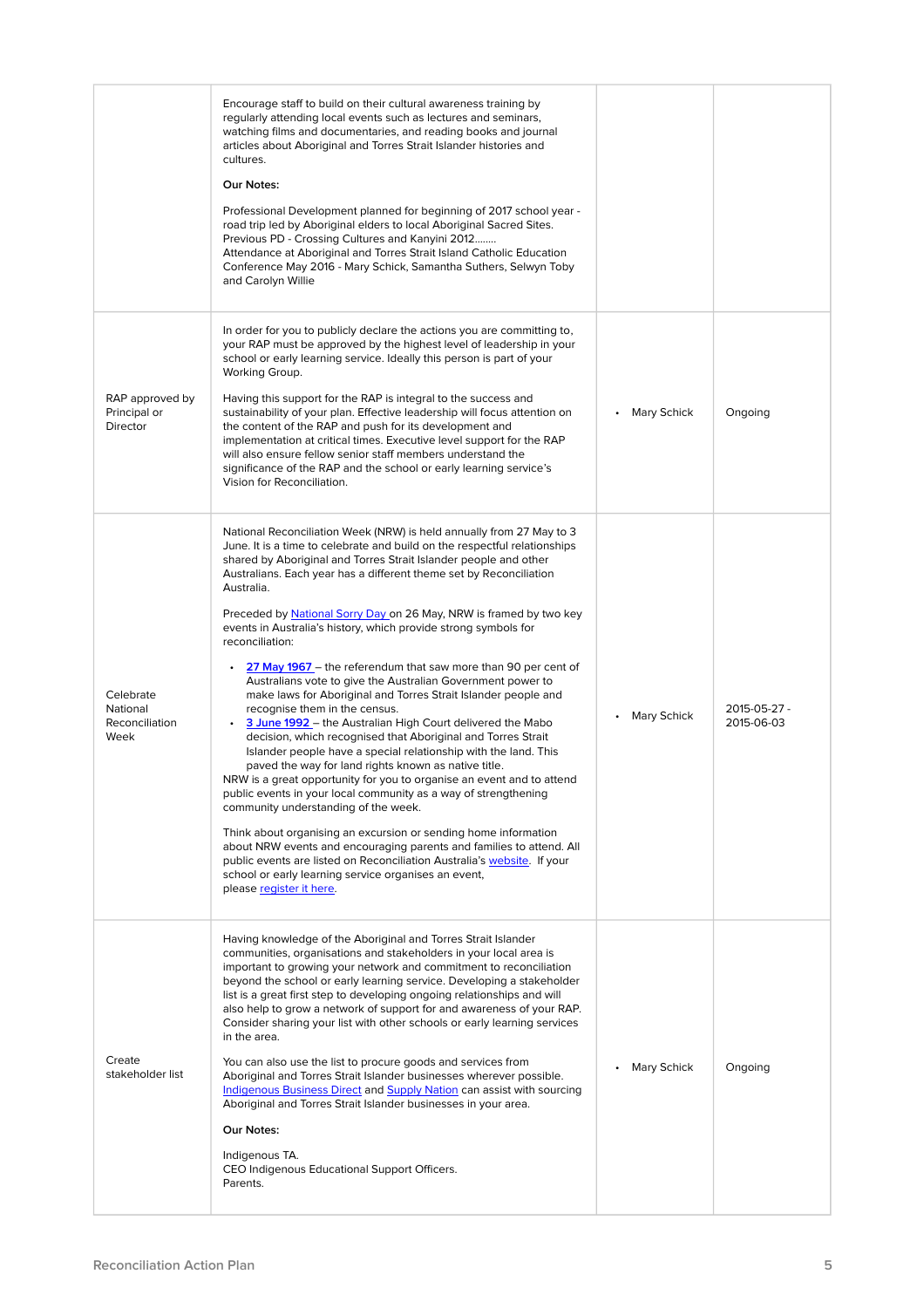| | | | |
|---|---|---|---|
| | Encourage staff to build on their cultural awareness training by regularly attending local events such as lectures and seminars, watching films and documentaries, and reading books and journal articles about Aboriginal and Torres Strait Islander histories and cultures.<br><br>**Our Notes:**<br><br>Professional Development planned for beginning of 2017 school year - road trip led by Aboriginal elders to local Aboriginal Sacred Sites.<br>Previous PD - Crossing Cultures and Kanyini 2012........<br>Attendance at Aboriginal and Torres Strait Island Catholic Education Conference May 2016 - Mary Schick, Samantha Suthers, Selwyn Toby and Carolyn Willie | | |
| RAP approved by Principal or Director | In order for you to publicly declare the actions you are committing to, your RAP must be approved by the highest level of leadership in your school or early learning service. Ideally this person is part of your Working Group.<br><br>Having this support for the RAP is integral to the success and sustainability of your plan. Effective leadership will focus attention on the content of the RAP and push for its development and implementation at critical times. Executive level support for the RAP will also ensure fellow senior staff members understand the significance of the RAP and the school or early learning service's Vision for Reconciliation. | • Mary Schick | Ongoing |
| Celebrate National Reconciliation Week | National Reconciliation Week (NRW) is held annually from 27 May to 3 June. It is a time to celebrate and build on the respectful relationships shared by Aboriginal and Torres Strait Islander people and other Australians. Each year has a different theme set by Reconciliation Australia.<br><br>Preceded by National Sorry Day on 26 May, NRW is framed by two key events in Australia's history, which provide strong symbols for reconciliation:<br><br>• 27 May 1967 – the referendum that saw more than 90 per cent of Australians vote to give the Australian Government power to make laws for Aboriginal and Torres Strait Islander people and recognise them in the census.<br>• 3 June 1992 – the Australian High Court delivered the Mabo decision, which recognised that Aboriginal and Torres Strait Islander people have a special relationship with the land. This paved the way for land rights known as native title.<br><br>NRW is a great opportunity for you to organise an event and to attend public events in your local community as a way of strengthening community understanding of the week.<br><br>Think about organising an excursion or sending home information about NRW events and encouraging parents and families to attend. All public events are listed on Reconciliation Australia's website. If your school or early learning service organises an event, please register it here. | • Mary Schick | 2015-05-27 - 2015-06-03 |
| Create stakeholder list | Having knowledge of the Aboriginal and Torres Strait Islander communities, organisations and stakeholders in your local area is important to growing your network and commitment to reconciliation beyond the school or early learning service. Developing a stakeholder list is a great first step to developing ongoing relationships and will also help to grow a network of support for and awareness of your RAP. Consider sharing your list with other schools or early learning services in the area.<br><br>You can also use the list to procure goods and services from Aboriginal and Torres Strait Islander businesses wherever possible. Indigenous Business Direct and Supply Nation can assist with sourcing Aboriginal and Torres Strait Islander businesses in your area.<br><br>**Our Notes:**<br><br>Indigenous TA.<br>CEO Indigenous Educational Support Officers.<br>Parents. | • Mary Schick | Ongoing |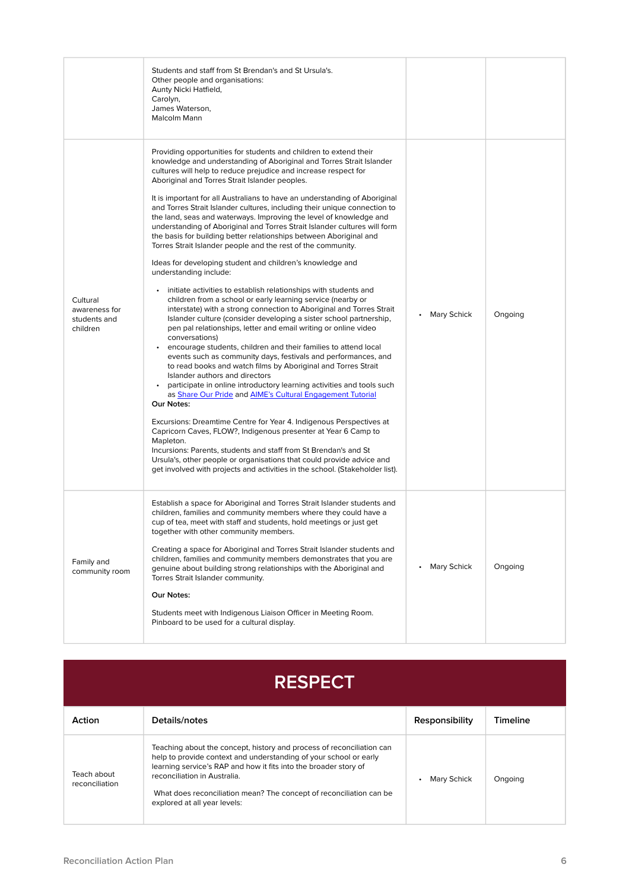| | | | |
|---|---|---|---|
| | Students and staff from St Brendan's and St Ursula's.<br>Other people and organisations:<br>Aunty Nicki Hatfield,<br>Carolyn,<br>James Waterson,<br>Malcolm Mann | | |
| Cultural awareness for students and children | Providing opportunities for students and children to extend their knowledge and understanding of Aboriginal and Torres Strait Islander cultures will help to reduce prejudice and increase respect for Aboriginal and Torres Strait Islander peoples.<br><br>It is important for all Australians to have an understanding of Aboriginal and Torres Strait Islander cultures, including their unique connection to the land, seas and waterways. Improving the level of knowledge and understanding of Aboriginal and Torres Strait Islander cultures will form the basis for building better relationships between Aboriginal and Torres Strait Islander people and the rest of the community.<br><br>Ideas for developing student and children's knowledge and understanding include:<br><br>• initiate activities to establish relationships with students and children from a school or early learning service (nearby or interstate) with a strong connection to Aboriginal and Torres Strait Islander culture (consider developing a sister school partnership, pen pal relationships, letter and email writing or online video conversations)<br>• encourage students, children and their families to attend local events such as community days, festivals and performances, and to read books and watch films by Aboriginal and Torres Strait Islander authors and directors<br>• participate in online introductory learning activities and tools such as Share Our Pride and AIME's Cultural Engagement Tutorial<br>**Our Notes:**<br><br>Excursions: Dreamtime Centre for Year 4. Indigenous Perspectives at Capricorn Caves, FLOW?, Indigenous presenter at Year 6 Camp to Mapleton.<br>Incursions: Parents, students and staff from St Brendan's and St Ursula's, other people or organisations that could provide advice and get involved with projects and activities in the school. (Stakeholder list). | • Mary Schick | Ongoing |
| Family and community room | Establish a space for Aboriginal and Torres Strait Islander students and children, families and community members where they could have a cup of tea, meet with staff and students, hold meetings or just get together with other community members.<br><br>Creating a space for Aboriginal and Torres Strait Islander students and children, families and community members demonstrates that you are genuine about building strong relationships with the Aboriginal and Torres Strait Islander community.<br><br>**Our Notes:**<br><br>Students meet with Indigenous Liaison Officer in Meeting Room.<br>Pinboard to be used for a cultural display. | • Mary Schick | Ongoing |

# RESPECT

| Action | Details/notes | Responsibility | Timeline |
|---|---|---|---|
| Teach about reconciliation | Teaching about the concept, history and process of reconciliation can help to provide context and understanding of your school or early learning service's RAP and how it fits into the broader story of reconciliation in Australia.<br><br>What does reconciliation mean? The concept of reconciliation can be explored at all year levels: | • Mary Schick | Ongoing |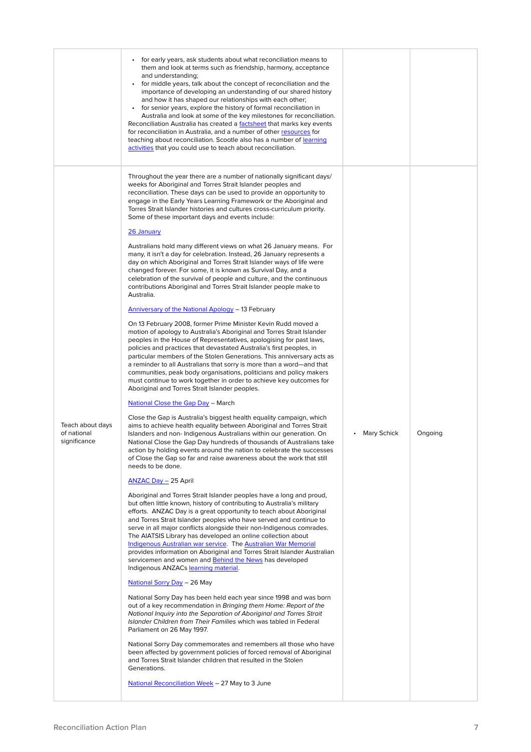| | | | |
|---|---|---|---|
| | • for early years, ask students about what reconciliation means to them and look at terms such as friendship, harmony, acceptance and understanding;<br>• for middle years, talk about the concept of reconciliation and the importance of developing an understanding of our shared history and how it has shaped our relationships with each other;<br>• for senior years, explore the history of formal reconciliation in Australia and look at some of the key milestones for reconciliation.<br>Reconciliation Australia has created a factsheet that marks key events for reconciliation in Australia, and a number of other resources for teaching about reconciliation. Scootle also has a number of learning activities that you could use to teach about reconciliation. | | |
| Teach about days of national significance | Throughout the year there are a number of nationally significant days/ weeks for Aboriginal and Torres Strait Islander peoples and reconciliation. These days can be used to provide an opportunity to engage in the Early Years Learning Framework or the Aboriginal and Torres Strait Islander histories and cultures cross-curriculum priority. Some of these important days and events include:<br><br>26 January<br><br>Australians hold many different views on what 26 January means. For many, it isn't a day for celebration. Instead, 26 January represents a day on which Aboriginal and Torres Strait Islander ways of life were changed forever. For some, it is known as Survival Day, and a celebration of the survival of people and culture, and the continuous contributions Aboriginal and Torres Strait Islander people make to Australia.<br><br>Anniversary of the National Apology – 13 February<br><br>On 13 February 2008, former Prime Minister Kevin Rudd moved a motion of apology to Australia's Aboriginal and Torres Strait Islander peoples in the House of Representatives, apologising for past laws, policies and practices that devastated Australia's first peoples, in particular members of the Stolen Generations. This anniversary acts as a reminder to all Australians that sorry is more than a word—and that communities, peak body organisations, politicians and policy makers must continue to work together in order to achieve key outcomes for Aboriginal and Torres Strait Islander peoples.<br><br>National Close the Gap Day – March<br><br>Close the Gap is Australia's biggest health equality campaign, which aims to achieve health equality between Aboriginal and Torres Strait Islanders and non- Indigenous Australians within our generation. On National Close the Gap Day hundreds of thousands of Australians take action by holding events around the nation to celebrate the successes of Close the Gap so far and raise awareness about the work that still needs to be done.<br><br>ANZAC Day – 25 April<br><br>Aboriginal and Torres Strait Islander peoples have a long and proud, but often little known, history of contributing to Australia's military efforts. ANZAC Day is a great opportunity to teach about Aboriginal and Torres Strait Islander peoples who have served and continue to serve in all major conflicts alongside their non-Indigenous comrades. The AIATSIS Library has developed an online collection about Indigenous Australian war service. The Australian War Memorial provides information on Aboriginal and Torres Strait Islander Australian servicemen and women and Behind the News has developed Indigenous ANZACs learning material.<br><br>National Sorry Day – 26 May<br><br>National Sorry Day has been held each year since 1998 and was born out of a key recommendation in *Bringing them Home: Report of the National Inquiry into the Separation of Aboriginal and Torres Strait Islander Children from Their Families* which was tabled in Federal Parliament on 26 May 1997.<br><br>National Sorry Day commemorates and remembers all those who have been affected by government policies of forced removal of Aboriginal and Torres Strait Islander children that resulted in the Stolen Generations.<br><br>National Reconciliation Week – 27 May to 3 June | • Mary Schick | Ongoing |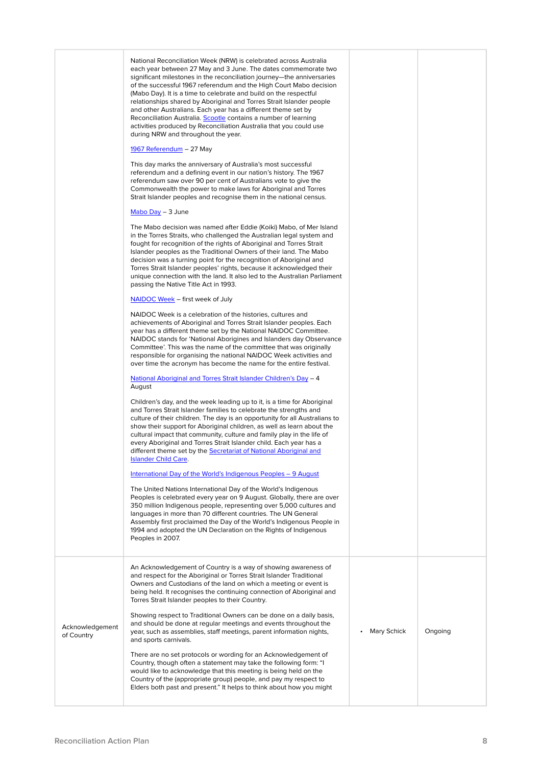| | | | |
|---|---|---|---|
| | National Reconciliation Week (NRW) is celebrated across Australia each year between 27 May and 3 June. The dates commemorate two significant milestones in the reconciliation journey—the anniversaries of the successful 1967 referendum and the High Court Mabo decision (Mabo Day). It is a time to celebrate and build on the respectful relationships shared by Aboriginal and Torres Strait Islander people and other Australians. Each year has a different theme set by Reconciliation Australia. Scootle contains a number of learning activities produced by Reconciliation Australia that you could use during NRW and throughout the year.<br><br>1967 Referendum – 27 May<br><br>This day marks the anniversary of Australia's most successful referendum and a defining event in our nation's history. The 1967 referendum saw over 90 per cent of Australians vote to give the Commonwealth the power to make laws for Aboriginal and Torres Strait Islander peoples and recognise them in the national census.<br><br>Mabo Day – 3 June<br><br>The Mabo decision was named after Eddie (Koiki) Mabo, of Mer Island in the Torres Straits, who challenged the Australian legal system and fought for recognition of the rights of Aboriginal and Torres Strait Islander peoples as the Traditional Owners of their land. The Mabo decision was a turning point for the recognition of Aboriginal and Torres Strait Islander peoples' rights, because it acknowledged their unique connection with the land. It also led to the Australian Parliament passing the Native Title Act in 1993.<br><br>NAIDOC Week – first week of July<br><br>NAIDOC Week is a celebration of the histories, cultures and achievements of Aboriginal and Torres Strait Islander peoples. Each year has a different theme set by the National NAIDOC Committee. NAIDOC stands for 'National Aborigines and Islanders day Observance Committee'. This was the name of the committee that was originally responsible for organising the national NAIDOC Week activities and over time the acronym has become the name for the entire festival.<br><br>National Aboriginal and Torres Strait Islander Children's Day – 4 August<br><br>Children's day, and the week leading up to it, is a time for Aboriginal and Torres Strait Islander families to celebrate the strengths and culture of their children. The day is an opportunity for all Australians to show their support for Aboriginal children, as well as learn about the cultural impact that community, culture and family play in the life of every Aboriginal and Torres Strait Islander child. Each year has a different theme set by the Secretariat of National Aboriginal and Islander Child Care.<br><br>International Day of the World's Indigenous Peoples – 9 August<br><br>The United Nations International Day of the World's Indigenous Peoples is celebrated every year on 9 August. Globally, there are over 350 million Indigenous people, representing over 5,000 cultures and languages in more than 70 different countries. The UN General Assembly first proclaimed the Day of the World's Indigenous People in 1994 and adopted the UN Declaration on the Rights of Indigenous Peoples in 2007. | | |
| Acknowledgement of Country | An Acknowledgement of Country is a way of showing awareness of and respect for the Aboriginal or Torres Strait Islander Traditional Owners and Custodians of the land on which a meeting or event is being held. It recognises the continuing connection of Aboriginal and Torres Strait Islander peoples to their Country.<br><br>Showing respect to Traditional Owners can be done on a daily basis, and should be done at regular meetings and events throughout the year, such as assemblies, staff meetings, parent information nights, and sports carnivals.<br><br>There are no set protocols or wording for an Acknowledgement of Country, though often a statement may take the following form: "I would like to acknowledge that this meeting is being held on the Country of the (appropriate group) people, and pay my respect to Elders both past and present." It helps to think about how you might | • Mary Schick | Ongoing |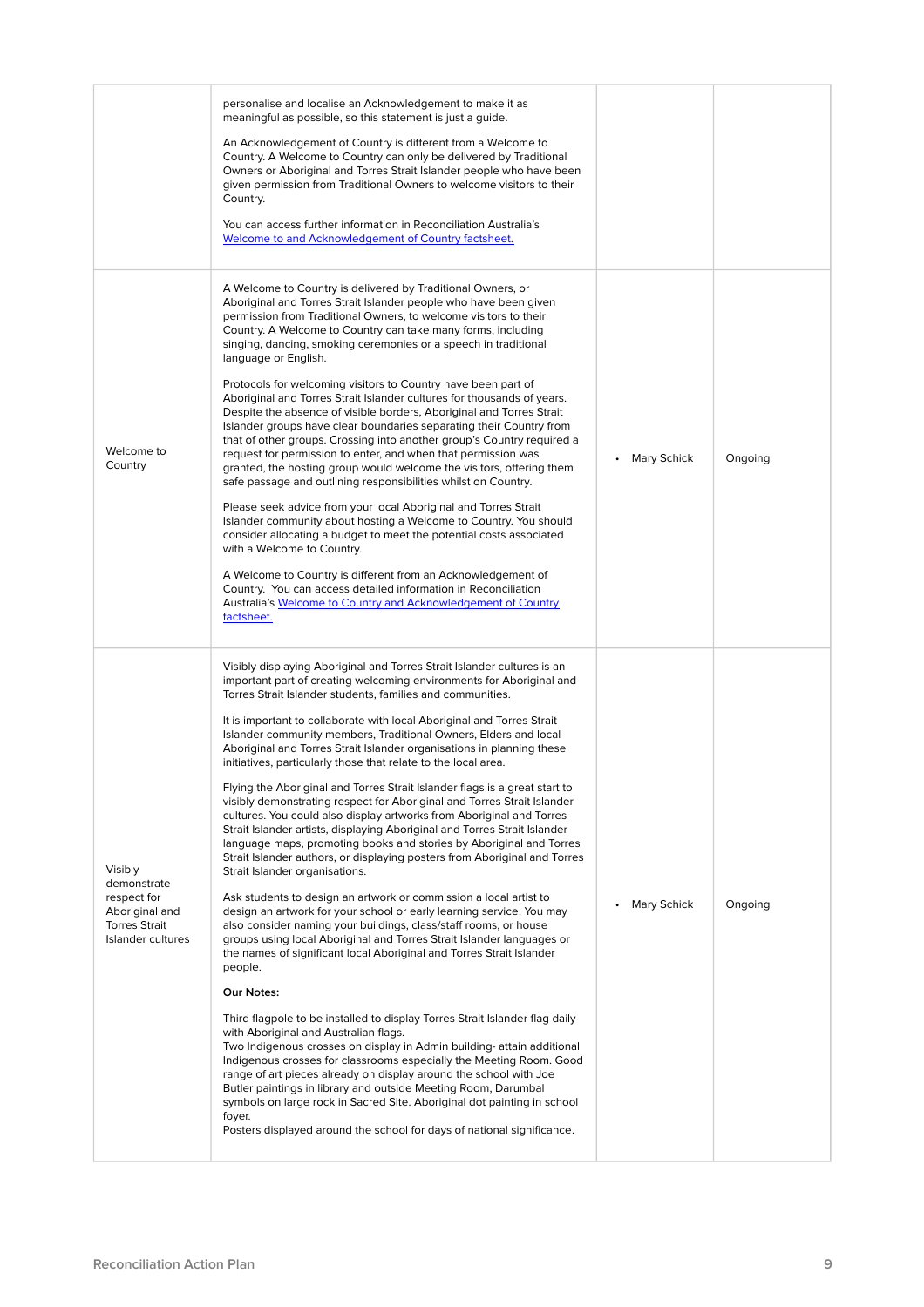| | | | |
|---|---|---|---|
| | personalise and localise an Acknowledgement to make it as meaningful as possible, so this statement is just a guide.<br><br>An Acknowledgement of Country is different from a Welcome to Country. A Welcome to Country can only be delivered by Traditional Owners or Aboriginal and Torres Strait Islander people who have been given permission from Traditional Owners to welcome visitors to their Country.<br><br>You can access further information in Reconciliation Australia's [Welcome to and Acknowledgement of Country factsheet.]() | | |
| Welcome to Country | A Welcome to Country is delivered by Traditional Owners, or Aboriginal and Torres Strait Islander people who have been given permission from Traditional Owners, to welcome visitors to their Country. A Welcome to Country can take many forms, including singing, dancing, smoking ceremonies or a speech in traditional language or English.<br><br>Protocols for welcoming visitors to Country have been part of Aboriginal and Torres Strait Islander cultures for thousands of years. Despite the absence of visible borders, Aboriginal and Torres Strait Islander groups have clear boundaries separating their Country from that of other groups. Crossing into another group's Country required a request for permission to enter, and when that permission was granted, the hosting group would welcome the visitors, offering them safe passage and outlining responsibilities whilst on Country.<br><br>Please seek advice from your local Aboriginal and Torres Strait Islander community about hosting a Welcome to Country. You should consider allocating a budget to meet the potential costs associated with a Welcome to Country.<br><br>A Welcome to Country is different from an Acknowledgement of Country. You can access detailed information in Reconciliation Australia's [Welcome to Country and Acknowledgement of Country factsheet.]() | • Mary Schick | Ongoing |
| Visibly demonstrate respect for Aboriginal and Torres Strait Islander cultures | Visibly displaying Aboriginal and Torres Strait Islander cultures is an important part of creating welcoming environments for Aboriginal and Torres Strait Islander students, families and communities.<br><br>It is important to collaborate with local Aboriginal and Torres Strait Islander community members, Traditional Owners, Elders and local Aboriginal and Torres Strait Islander organisations in planning these initiatives, particularly those that relate to the local area.<br><br>Flying the Aboriginal and Torres Strait Islander flags is a great start to visibly demonstrating respect for Aboriginal and Torres Strait Islander cultures. You could also display artworks from Aboriginal and Torres Strait Islander artists, displaying Aboriginal and Torres Strait Islander language maps, promoting books and stories by Aboriginal and Torres Strait Islander authors, or displaying posters from Aboriginal and Torres Strait Islander organisations.<br><br>Ask students to design an artwork or commission a local artist to design an artwork for your school or early learning service. You may also consider naming your buildings, class/staff rooms, or house groups using local Aboriginal and Torres Strait Islander languages or the names of significant local Aboriginal and Torres Strait Islander people.<br><br>**Our Notes:**<br><br>Third flagpole to be installed to display Torres Strait Islander flag daily with Aboriginal and Australian flags.<br>Two Indigenous crosses on display in Admin building- attain additional Indigenous crosses for classrooms especially the Meeting Room. Good range of art pieces already on display around the school with Joe Butler paintings in library and outside Meeting Room, Darumbal symbols on large rock in Sacred Site. Aboriginal dot painting in school foyer.<br>Posters displayed around the school for days of national significance. | • Mary Schick | Ongoing |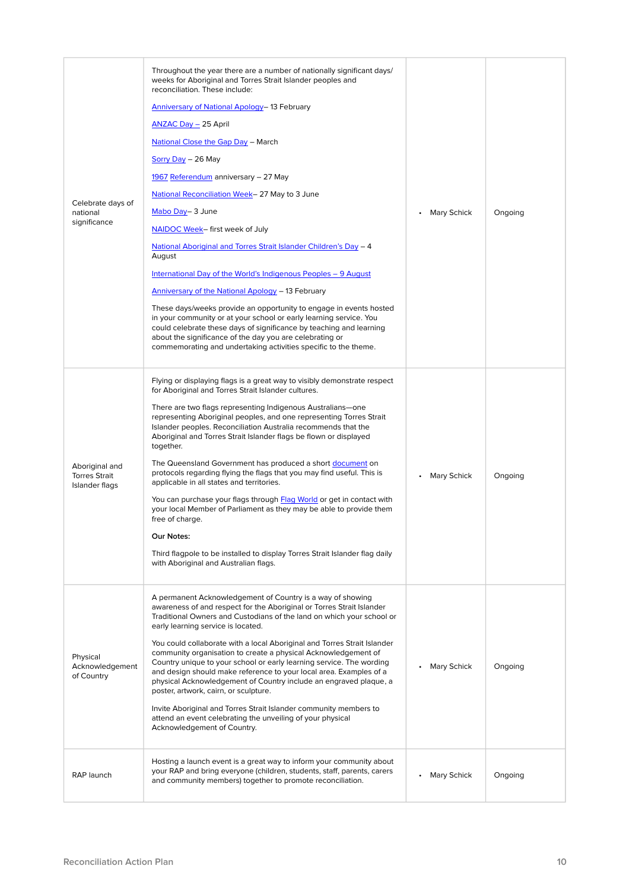| | | | |
|---|---|---|---|
| Celebrate days of national significance | Throughout the year there are a number of nationally significant days/ weeks for Aboriginal and Torres Strait Islander peoples and reconciliation. These include:<br><br>Anniversary of National Apology– 13 February<br><br>ANZAC Day – 25 April<br><br>National Close the Gap Day – March<br><br>Sorry Day – 26 May<br><br>1967 Referendum anniversary – 27 May<br><br>National Reconciliation Week– 27 May to 3 June<br><br>Mabo Day– 3 June<br><br>NAIDOC Week– first week of July<br><br>National Aboriginal and Torres Strait Islander Children's Day – 4 August<br><br>International Day of the World's Indigenous Peoples – 9 August<br><br>Anniversary of the National Apology – 13 February<br><br>These days/weeks provide an opportunity to engage in events hosted in your community or at your school or early learning service. You could celebrate these days of significance by teaching and learning about the significance of the day you are celebrating or commemorating and undertaking activities specific to the theme. | • Mary Schick | Ongoing |
| Aboriginal and Torres Strait Islander flags | Flying or displaying flags is a great way to visibly demonstrate respect for Aboriginal and Torres Strait Islander cultures.<br><br>There are two flags representing Indigenous Australians—one representing Aboriginal peoples, and one representing Torres Strait Islander peoples. Reconciliation Australia recommends that the Aboriginal and Torres Strait Islander flags be flown or displayed together.<br><br>The Queensland Government has produced a short document on protocols regarding flying the flags that you may find useful. This is applicable in all states and territories.<br><br>You can purchase your flags through Flag World or get in contact with your local Member of Parliament as they may be able to provide them free of charge.<br><br>**Our Notes:**<br><br>Third flagpole to be installed to display Torres Strait Islander flag daily with Aboriginal and Australian flags. | • Mary Schick | Ongoing |
| Physical Acknowledgement of Country | A permanent Acknowledgement of Country is a way of showing awareness of and respect for the Aboriginal or Torres Strait Islander Traditional Owners and Custodians of the land on which your school or early learning service is located.<br><br>You could collaborate with a local Aboriginal and Torres Strait Islander community organisation to create a physical Acknowledgement of Country unique to your school or early learning service. The wording and design should make reference to your local area. Examples of a physical Acknowledgement of Country include an engraved plaque, a poster, artwork, cairn, or sculpture.<br><br>Invite Aboriginal and Torres Strait Islander community members to attend an event celebrating the unveiling of your physical Acknowledgement of Country. | • Mary Schick | Ongoing |
| RAP launch | Hosting a launch event is a great way to inform your community about your RAP and bring everyone (children, students, staff, parents, carers and community members) together to promote reconciliation. | • Mary Schick | Ongoing |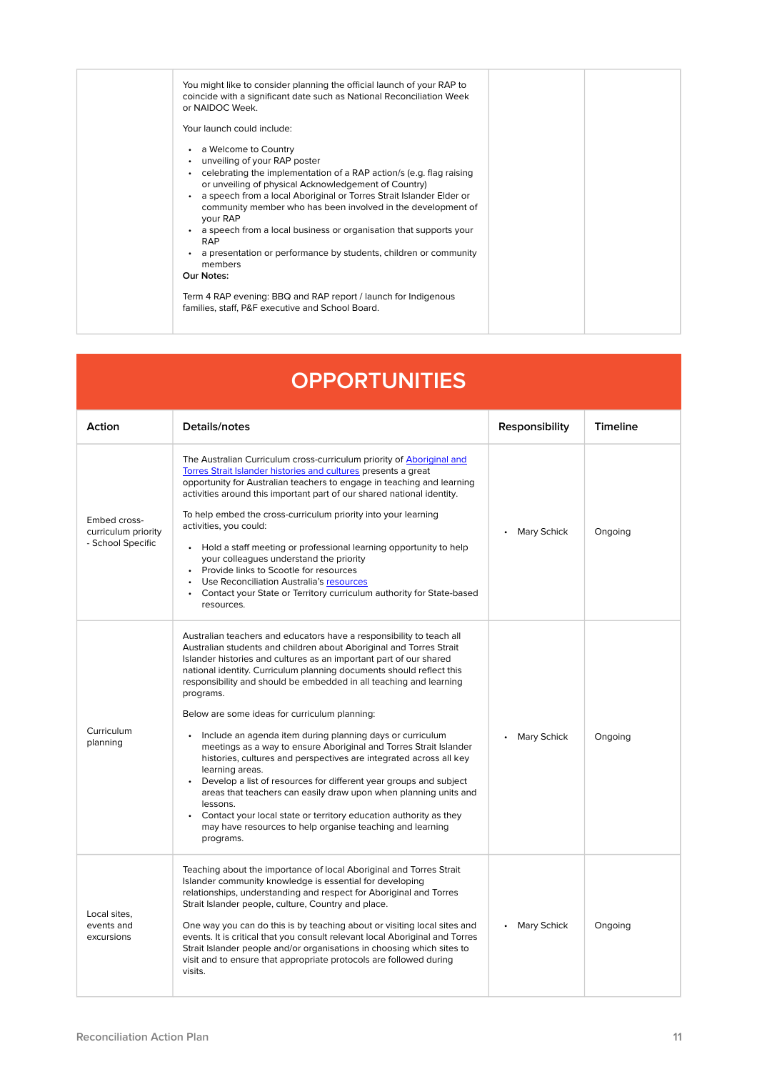| | | | |
|---|---|---|---|
| | You might like to consider planning the official launch of your RAP to coincide with a significant date such as National Reconciliation Week or NAIDOC Week.<br><br>Your launch could include:<br><br>• a Welcome to Country<br>• unveiling of your RAP poster<br>• celebrating the implementation of a RAP action/s (e.g. flag raising or unveiling of physical Acknowledgement of Country)<br>• a speech from a local Aboriginal or Torres Strait Islander Elder or community member who has been involved in the development of your RAP<br>• a speech from a local business or organisation that supports your RAP<br>• a presentation or performance by students, children or community members<br>**Our Notes:**<br><br>Term 4 RAP evening: BBQ and RAP report / launch for Indigenous families, staff, P&F executive and School Board. | | |

## OPPORTUNITIES

| Action | Details/notes | Responsibility | Timeline |
|---|---|---|---|
| Embed cross-curriculum priority - School Specific | The Australian Curriculum cross-curriculum priority of [Aboriginal and Torres Strait Islander histories and cultures]() presents a great opportunity for Australian teachers to engage in teaching and learning activities around this important part of our shared national identity.<br><br>To help embed the cross-curriculum priority into your learning activities, you could:<br><br>• Hold a staff meeting or professional learning opportunity to help your colleagues understand the priority<br>• Provide links to Scootle for resources<br>• Use Reconciliation Australia's [resources]()<br>• Contact your State or Territory curriculum authority for State-based resources. | • Mary Schick | Ongoing |
| Curriculum planning | Australian teachers and educators have a responsibility to teach all Australian students and children about Aboriginal and Torres Strait Islander histories and cultures as an important part of our shared national identity. Curriculum planning documents should reflect this responsibility and should be embedded in all teaching and learning programs.<br><br>Below are some ideas for curriculum planning:<br><br>• Include an agenda item during planning days or curriculum meetings as a way to ensure Aboriginal and Torres Strait Islander histories, cultures and perspectives are integrated across all key learning areas.<br>• Develop a list of resources for different year groups and subject areas that teachers can easily draw upon when planning units and lessons.<br>• Contact your local state or territory education authority as they may have resources to help organise teaching and learning programs. | • Mary Schick | Ongoing |
| Local sites, events and excursions | Teaching about the importance of local Aboriginal and Torres Strait Islander community knowledge is essential for developing relationships, understanding and respect for Aboriginal and Torres Strait Islander people, culture, Country and place.<br><br>One way you can do this is by teaching about or visiting local sites and events. It is critical that you consult relevant local Aboriginal and Torres Strait Islander people and/or organisations in choosing which sites to visit and to ensure that appropriate protocols are followed during visits. | • Mary Schick | Ongoing |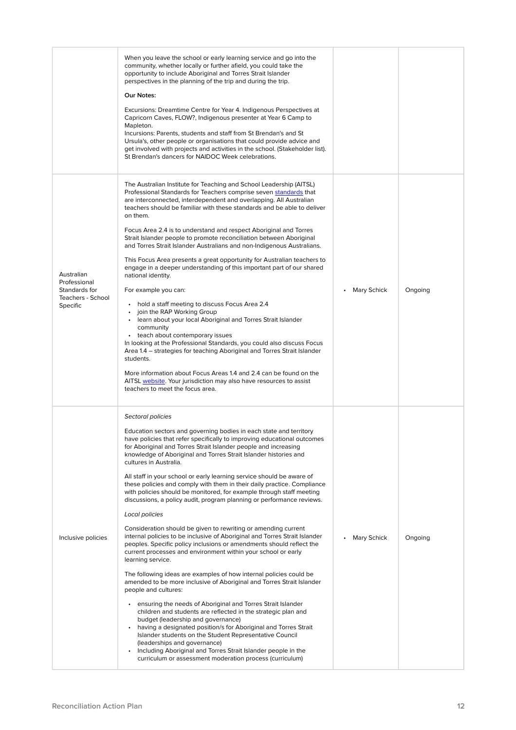| | | | |
|---|---|---|---|
| | When you leave the school or early learning service and go into the community, whether locally or further afield, you could take the opportunity to include Aboriginal and Torres Strait Islander perspectives in the planning of the trip and during the trip.<br><br>**Our Notes:**<br><br>Excursions: Dreamtime Centre for Year 4. Indigenous Perspectives at Capricorn Caves, FLOW?, Indigenous presenter at Year 6 Camp to Mapleton.<br>Incursions: Parents, students and staff from St Brendan's and St Ursula's, other people or organisations that could provide advice and get involved with projects and activities in the school. (Stakeholder list). St Brendan's dancers for NAIDOC Week celebrations. | | |
| Australian Professional Standards for Teachers - School Specific | The Australian Institute for Teaching and School Leadership (AITSL) Professional Standards for Teachers comprise seven standards that are interconnected, interdependent and overlapping. All Australian teachers should be familiar with these standards and be able to deliver on them.<br><br>Focus Area 2.4 is to understand and respect Aboriginal and Torres Strait Islander people to promote reconciliation between Aboriginal and Torres Strait Islander Australians and non-Indigenous Australians.<br><br>This Focus Area presents a great opportunity for Australian teachers to engage in a deeper understanding of this important part of our shared national identity.<br><br>For example you can:<br><br>• hold a staff meeting to discuss Focus Area 2.4<br>• join the RAP Working Group<br>• learn about your local Aboriginal and Torres Strait Islander community<br>• teach about contemporary issues<br><br>In looking at the Professional Standards, you could also discuss Focus Area 1.4 – strategies for teaching Aboriginal and Torres Strait Islander students.<br><br>More information about Focus Areas 1.4 and 2.4 can be found on the AITSL website. Your jurisdiction may also have resources to assist teachers to meet the focus area. | • Mary Schick | Ongoing |
| Inclusive policies | *Sectoral policies*<br><br>Education sectors and governing bodies in each state and territory have policies that refer specifically to improving educational outcomes for Aboriginal and Torres Strait Islander people and increasing knowledge of Aboriginal and Torres Strait Islander histories and cultures in Australia.<br><br>All staff in your school or early learning service should be aware of these policies and comply with them in their daily practice. Compliance with policies should be monitored, for example through staff meeting discussions, a policy audit, program planning or performance reviews.<br><br>*Local policies*<br><br>Consideration should be given to rewriting or amending current internal policies to be inclusive of Aboriginal and Torres Strait Islander peoples. Specific policy inclusions or amendments should reflect the current processes and environment within your school or early learning service.<br><br>The following ideas are examples of how internal policies could be amended to be more inclusive of Aboriginal and Torres Strait Islander people and cultures:<br><br>• ensuring the needs of Aboriginal and Torres Strait Islander children and students are reflected in the strategic plan and budget (leadership and governance)<br>• having a designated position/s for Aboriginal and Torres Strait Islander students on the Student Representative Council (leaderships and governance)<br>• Including Aboriginal and Torres Strait Islander people in the curriculum or assessment moderation process (curriculum) | • Mary Schick | Ongoing |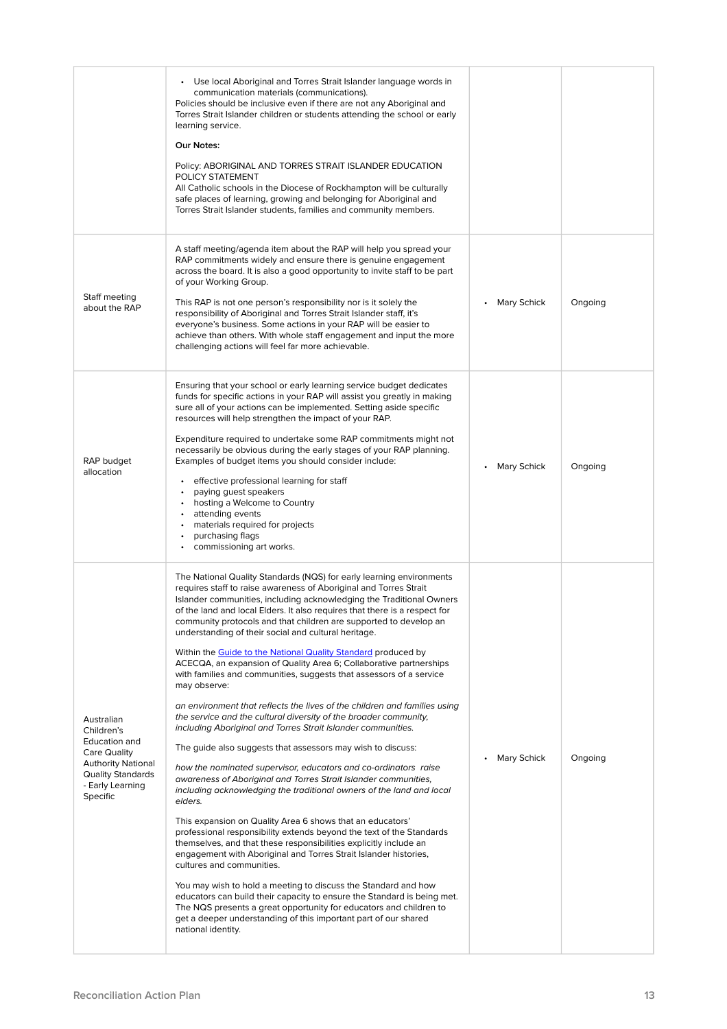| | | | |
|---|---|---|---|
| | • Use local Aboriginal and Torres Strait Islander language words in communication materials (communications).<br>Policies should be inclusive even if there are not any Aboriginal and Torres Strait Islander children or students attending the school or early learning service.<br><br>**Our Notes:**<br><br>Policy: ABORIGINAL AND TORRES STRAIT ISLANDER EDUCATION POLICY STATEMENT<br>All Catholic schools in the Diocese of Rockhampton will be culturally safe places of learning, growing and belonging for Aboriginal and Torres Strait Islander students, families and community members. | | |
| Staff meeting about the RAP | A staff meeting/agenda item about the RAP will help you spread your RAP commitments widely and ensure there is genuine engagement across the board. It is also a good opportunity to invite staff to be part of your Working Group.<br><br>This RAP is not one person's responsibility nor is it solely the responsibility of Aboriginal and Torres Strait Islander staff, it's everyone's business. Some actions in your RAP will be easier to achieve than others. With whole staff engagement and input the more challenging actions will feel far more achievable. | • Mary Schick | Ongoing |
| RAP budget allocation | Ensuring that your school or early learning service budget dedicates funds for specific actions in your RAP will assist you greatly in making sure all of your actions can be implemented. Setting aside specific resources will help strengthen the impact of your RAP.<br><br>Expenditure required to undertake some RAP commitments might not necessarily be obvious during the early stages of your RAP planning. Examples of budget items you should consider include:<br>• effective professional learning for staff<br>• paying guest speakers<br>• hosting a Welcome to Country<br>• attending events<br>• materials required for projects<br>• purchasing flags<br>• commissioning art works. | • Mary Schick | Ongoing |
| Australian Children's Education and Care Quality Authority National Quality Standards - Early Learning Specific | The National Quality Standards (NQS) for early learning environments requires staff to raise awareness of Aboriginal and Torres Strait Islander communities, including acknowledging the Traditional Owners of the land and local Elders. It also requires that there is a respect for community protocols and that children are supported to develop an understanding of their social and cultural heritage.<br><br>Within the [Guide to the National Quality Standard]() produced by ACECQA, an expansion of Quality Area 6; Collaborative partnerships with families and communities, suggests that assessors of a service may observe:<br><br>*an environment that reflects the lives of the children and families using the service and the cultural diversity of the broader community, including Aboriginal and Torres Strait Islander communities.*<br><br>The guide also suggests that assessors may wish to discuss:<br><br>*how the nominated supervisor, educators and co-ordinators raise awareness of Aboriginal and Torres Strait Islander communities, including acknowledging the traditional owners of the land and local elders.*<br><br>This expansion on Quality Area 6 shows that an educators' professional responsibility extends beyond the text of the Standards themselves, and that these responsibilities explicitly include an engagement with Aboriginal and Torres Strait Islander histories, cultures and communities.<br><br>You may wish to hold a meeting to discuss the Standard and how educators can build their capacity to ensure the Standard is being met. The NQS presents a great opportunity for educators and children to get a deeper understanding of this important part of our shared national identity. | • Mary Schick | Ongoing |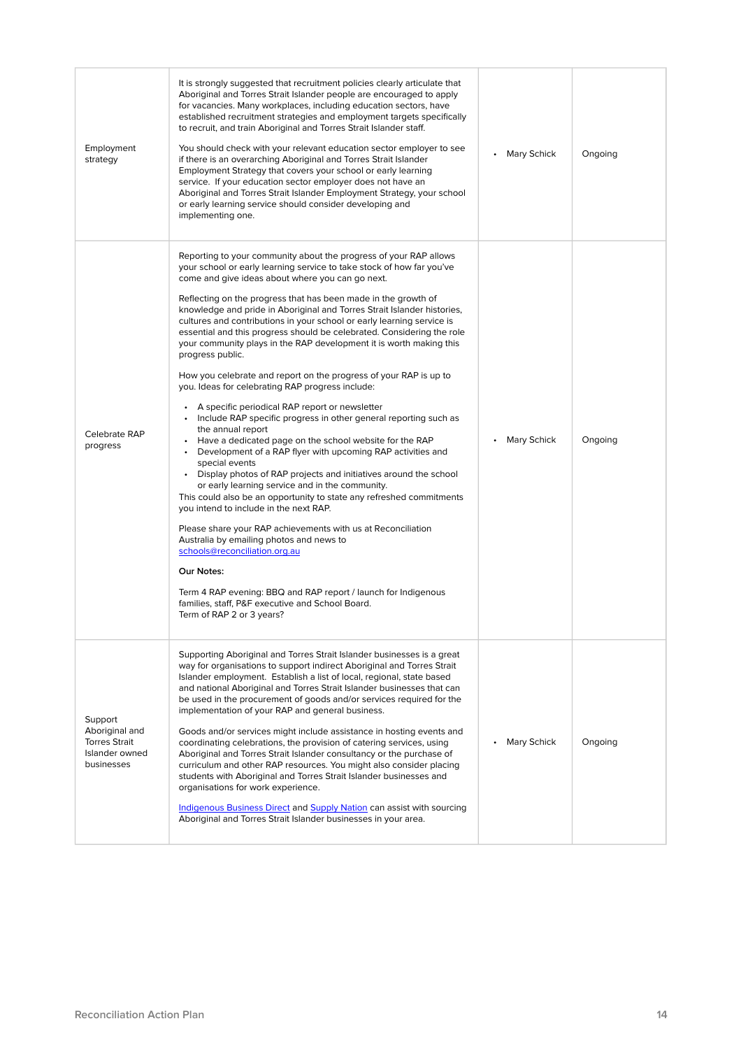| | | | |
|---|---|---|---|
| Employment strategy | It is strongly suggested that recruitment policies clearly articulate that Aboriginal and Torres Strait Islander people are encouraged to apply for vacancies. Many workplaces, including education sectors, have established recruitment strategies and employment targets specifically to recruit, and train Aboriginal and Torres Strait Islander staff.<br><br>You should check with your relevant education sector employer to see if there is an overarching Aboriginal and Torres Strait Islander Employment Strategy that covers your school or early learning service. If your education sector employer does not have an Aboriginal and Torres Strait Islander Employment Strategy, your school or early learning service should consider developing and implementing one. | • Mary Schick | Ongoing |
| Celebrate RAP progress | Reporting to your community about the progress of your RAP allows your school or early learning service to take stock of how far you've come and give ideas about where you can go next.<br><br>Reflecting on the progress that has been made in the growth of knowledge and pride in Aboriginal and Torres Strait Islander histories, cultures and contributions in your school or early learning service is essential and this progress should be celebrated. Considering the role your community plays in the RAP development it is worth making this progress public.<br><br>How you celebrate and report on the progress of your RAP is up to you. Ideas for celebrating RAP progress include:<br><br>• A specific periodical RAP report or newsletter<br>• Include RAP specific progress in other general reporting such as the annual report<br>• Have a dedicated page on the school website for the RAP<br>• Development of a RAP flyer with upcoming RAP activities and special events<br>• Display photos of RAP projects and initiatives around the school or early learning service and in the community.<br><br>This could also be an opportunity to state any refreshed commitments you intend to include in the next RAP.<br><br>Please share your RAP achievements with us at Reconciliation Australia by emailing photos and news to schools@reconciliation.org.au<br><br>**Our Notes:**<br><br>Term 4 RAP evening: BBQ and RAP report / launch for Indigenous families, staff, P&F executive and School Board.<br>Term of RAP 2 or 3 years? | • Mary Schick | Ongoing |
| Support Aboriginal and Torres Strait Islander owned businesses | Supporting Aboriginal and Torres Strait Islander businesses is a great way for organisations to support indirect Aboriginal and Torres Strait Islander employment. Establish a list of local, regional, state based and national Aboriginal and Torres Strait Islander businesses that can be used in the procurement of goods and/or services required for the implementation of your RAP and general business.<br><br>Goods and/or services might include assistance in hosting events and coordinating celebrations, the provision of catering services, using Aboriginal and Torres Strait Islander consultancy or the purchase of curriculum and other RAP resources. You might also consider placing students with Aboriginal and Torres Strait Islander businesses and organisations for work experience.<br><br>Indigenous Business Direct and Supply Nation can assist with sourcing Aboriginal and Torres Strait Islander businesses in your area. | • Mary Schick | Ongoing |